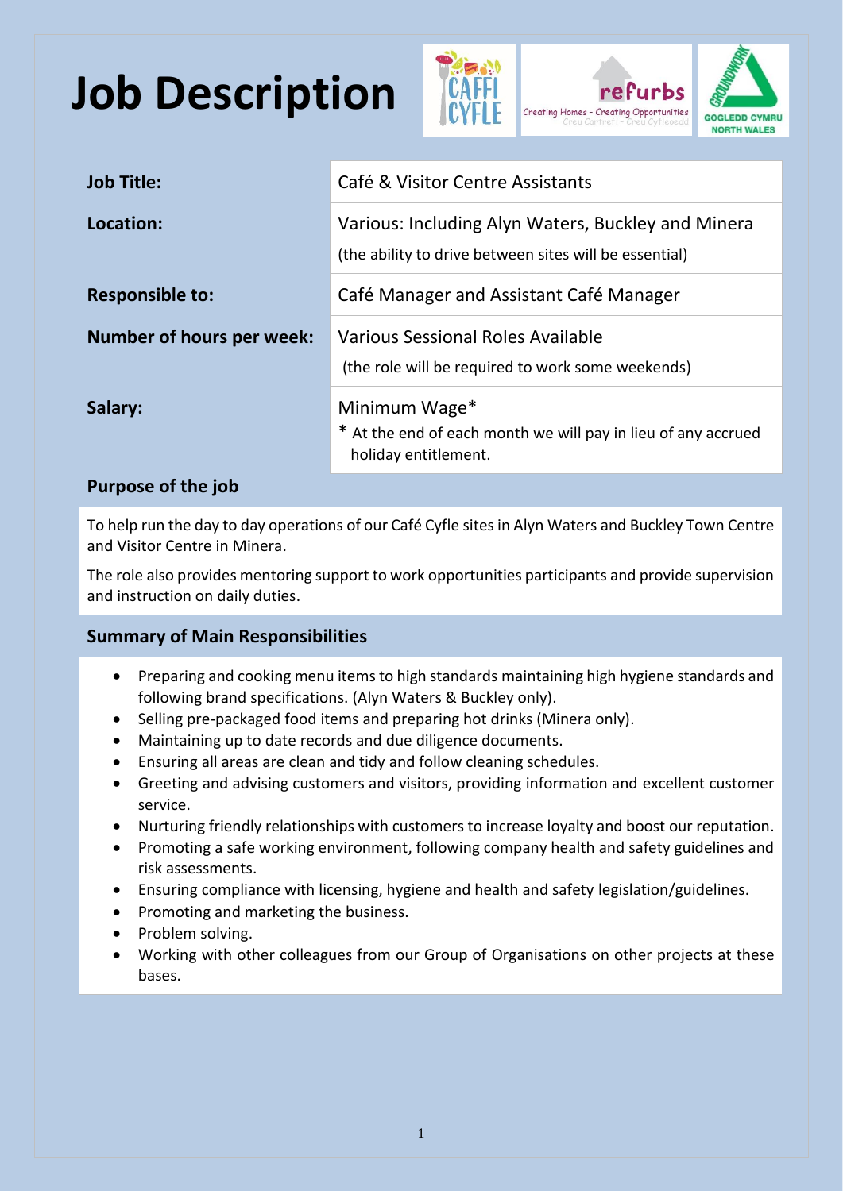# Job Description

| | |
|---|---|
| **Job Title:** | Café & Visitor Centre Assistants |
| **Location:** | Various: Including Alyn Waters, Buckley and Minera<br>(the ability to drive between sites will be essential) |
| **Responsible to:** | Café Manager and Assistant Café Manager |
| **Number of hours per week:** | Various Sessional Roles Available<br>(the role will be required to work some weekends) |
| **Salary:** | Minimum Wage*<br>* At the end of each month we will pay in lieu of any accrued holiday entitlement. |

## Purpose of the job

To help run the day to day operations of our Café Cyfle sites in Alyn Waters and Buckley Town Centre and Visitor Centre in Minera.

The role also provides mentoring support to work opportunities participants and provide supervision and instruction on daily duties.

## Summary of Main Responsibilities

- Preparing and cooking menu items to high standards maintaining high hygiene standards and following brand specifications. (Alyn Waters & Buckley only).
- Selling pre-packaged food items and preparing hot drinks (Minera only).
- Maintaining up to date records and due diligence documents.
- Ensuring all areas are clean and tidy and follow cleaning schedules.
- Greeting and advising customers and visitors, providing information and excellent customer service.
- Nurturing friendly relationships with customers to increase loyalty and boost our reputation.
- Promoting a safe working environment, following company health and safety guidelines and risk assessments.
- Ensuring compliance with licensing, hygiene and health and safety legislation/guidelines.
- Promoting and marketing the business.
- Problem solving.
- Working with other colleagues from our Group of Organisations on other projects at these bases.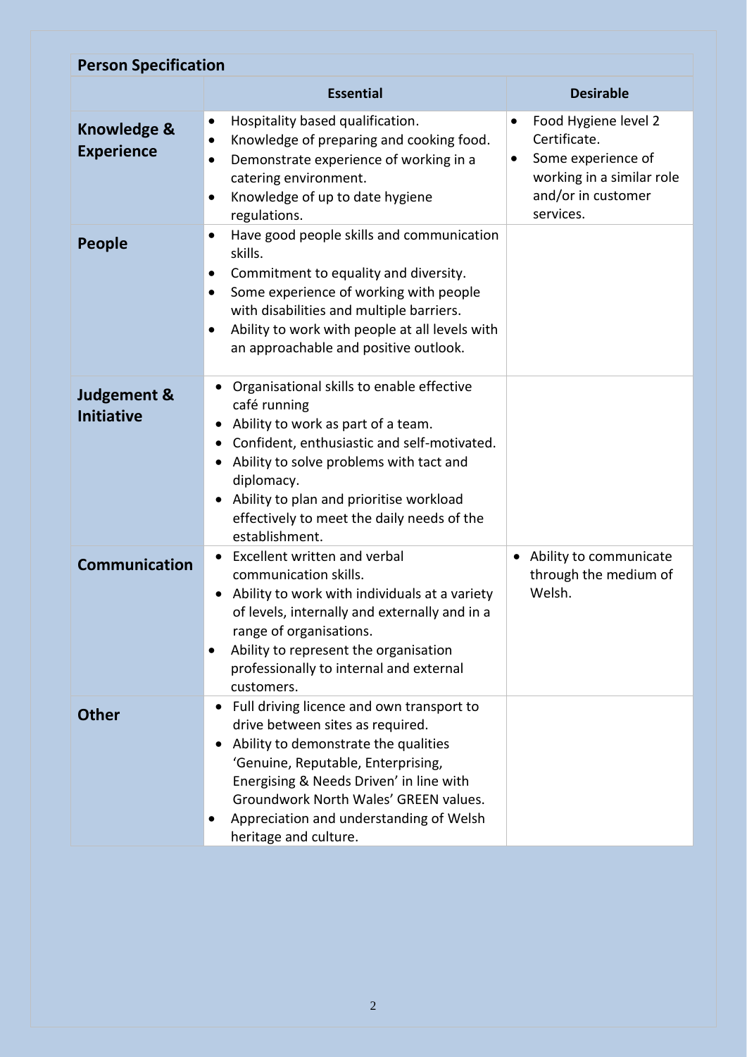## Person Specification

| | Essential | Desirable |
|---|---|---|
| **Knowledge & Experience** | • Hospitality based qualification.<br>• Knowledge of preparing and cooking food.<br>• Demonstrate experience of working in a catering environment.<br>• Knowledge of up to date hygiene regulations. | • Food Hygiene level 2 Certificate.<br>• Some experience of working in a similar role and/or in customer services. |
| **People** | • Have good people skills and communication skills.<br>• Commitment to equality and diversity.<br>• Some experience of working with people with disabilities and multiple barriers.<br>• Ability to work with people at all levels with an approachable and positive outlook. | |
| **Judgement & Initiative** | • Organisational skills to enable effective café running<br>• Ability to work as part of a team.<br>• Confident, enthusiastic and self-motivated.<br>• Ability to solve problems with tact and diplomacy.<br>• Ability to plan and prioritise workload effectively to meet the daily needs of the establishment. | |
| **Communication** | • Excellent written and verbal communication skills.<br>• Ability to work with individuals at a variety of levels, internally and externally and in a range of organisations.<br>• Ability to represent the organisation professionally to internal and external customers. | • Ability to communicate through the medium of Welsh. |
| **Other** | • Full driving licence and own transport to drive between sites as required.<br>• Ability to demonstrate the qualities 'Genuine, Reputable, Enterprising, Energising & Needs Driven' in line with Groundwork North Wales' GREEN values.<br>• Appreciation and understanding of Welsh heritage and culture. | |